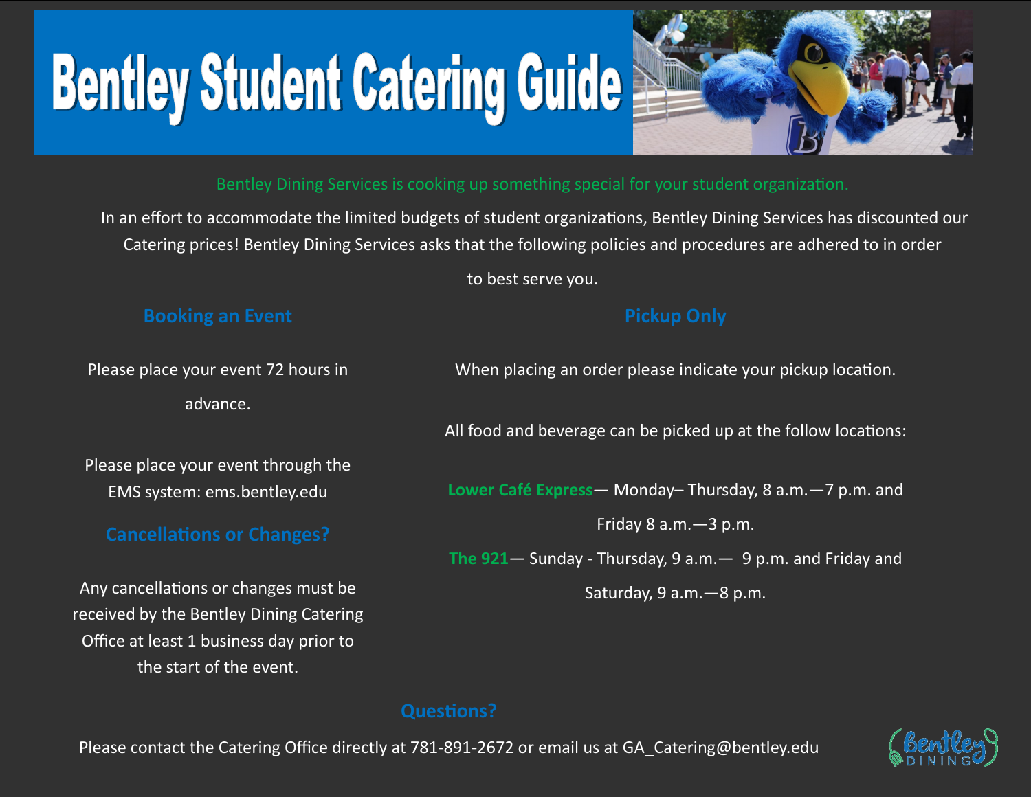# Bentley Student Catering Guide

Bentley Dining Services is cooking up something special for your student organization.

In an effort to accommodate the limited budgets of student organizations, Bentley Dining Services has discounted our Catering prices! Bentley Dining Services asks that the following policies and procedures are adhered to in order to best serve you.

## Booking an Event

Please place your event 72 hours in advance.

Please place your event through the EMS system: ems.bentley.edu

## Cancellations or Changes?

Any cancellations or changes must be received by the Bentley Dining Catering Office at least 1 business day prior to the start of the event.

## Pickup Only

When placing an order please indicate your pickup location.

All food and beverage can be picked up at the follow locations:

**Lower Café Express**— Monday– Thursday, 8 a.m.—7 p.m. and Friday 8 a.m.—3 p.m.

**The 921**— Sunday - Thursday, 9 a.m.— 9 p.m. and Friday and Saturday, 9 a.m.—8 p.m.

## Questions?

Please contact the Catering Office directly at 781-891-2672 or email us at GA_Catering@bentley.edu

Bentley DINING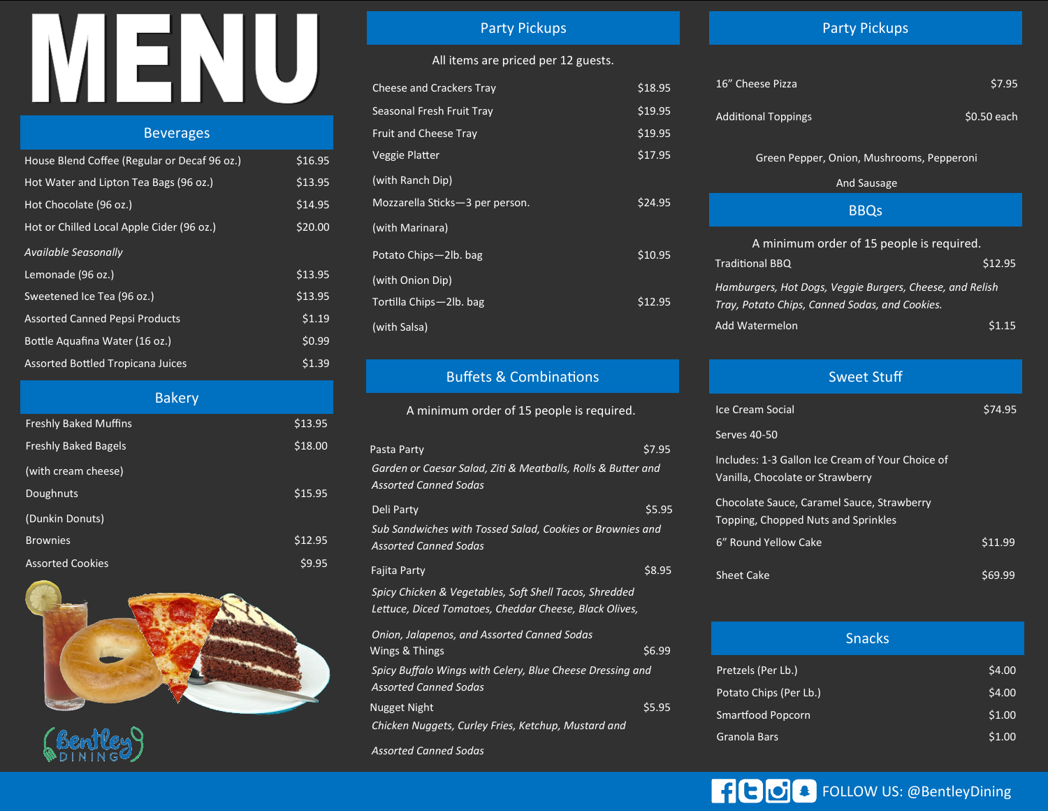# MENU

## Beverages

| | |
|---|---|
| House Blend Coffee (Regular or Decaf 96 oz.) | $16.95 |
| Hot Water and Lipton Tea Bags (96 oz.) | $13.95 |
| Hot Chocolate (96 oz.) | $14.95 |
| Hot or Chilled Local Apple Cider (96 oz.) | $20.00 |
| *Available Seasonally* | |
| Lemonade (96 oz.) | $13.95 |
| Sweetened Ice Tea (96 oz.) | $13.95 |
| Assorted Canned Pepsi Products | $1.19 |
| Bottle Aquafina Water (16 oz.) | $0.99 |
| Assorted Bottled Tropicana Juices | $1.39 |

## Bakery

| | |
|---|---|
| Freshly Baked Muffins | $13.95 |
| Freshly Baked Bagels (with cream cheese) | $18.00 |
| Doughnuts (Dunkin Donuts) | $15.95 |
| Brownies | $12.95 |
| Assorted Cookies | $9.95 |

Bentley DINING

## Party Pickups

All items are priced per 12 guests.

| | |
|---|---|
| Cheese and Crackers Tray | $18.95 |
| Seasonal Fresh Fruit Tray | $19.95 |
| Fruit and Cheese Tray | $19.95 |
| Veggie Platter (with Ranch Dip) | $17.95 |
| Mozzarella Sticks—3 per person. (with Marinara) | $24.95 |
| Potato Chips—2lb. bag (with Onion Dip) | $10.95 |
| Tortilla Chips—2lb. bag (with Salsa) | $12.95 |

## Buffets & Combinations

A minimum order of 15 people is required.

**Pasta Party** — $7.95

*Garden or Caesar Salad, Ziti & Meatballs, Rolls & Butter and Assorted Canned Sodas*

**Deli Party** — $5.95

*Sub Sandwiches with Tossed Salad, Cookies or Brownies and Assorted Canned Sodas*

**Fajita Party** — $8.95

*Spicy Chicken & Vegetables, Soft Shell Tacos, Shredded Lettuce, Diced Tomatoes, Cheddar Cheese, Black Olives, Onion, Jalapenos, and Assorted Canned Sodas*

**Wings & Things** — $6.99

*Spicy Buffalo Wings with Celery, Blue Cheese Dressing and Assorted Canned Sodas*

**Nugget Night** — $5.95

*Chicken Nuggets, Curley Fries, Ketchup, Mustard and Assorted Canned Sodas*

## Party Pickups

| | |
|---|---|
| 16" Cheese Pizza | $7.95 |
| Additional Toppings | $0.50 each |

Green Pepper, Onion, Mushrooms, Pepperoni And Sausage

## BBQs

A minimum order of 15 people is required.

| | |
|---|---|
| Traditional BBQ | $12.95 |

*Hamburgers, Hot Dogs, Veggie Burgers, Cheese, and Relish Tray, Potato Chips, Canned Sodas, and Cookies.*

| | |
|---|---|
| Add Watermelon | $1.15 |

## Sweet Stuff

**Ice Cream Social** — $74.95

Serves 40-50

Includes: 1-3 Gallon Ice Cream of Your Choice of Vanilla, Chocolate or Strawberry

Chocolate Sauce, Caramel Sauce, Strawberry Topping, Chopped Nuts and Sprinkles

| | |
|---|---|
| 6" Round Yellow Cake | $11.99 |
| Sheet Cake | $69.99 |

## Snacks

| | |
|---|---|
| Pretzels (Per Lb.) | $4.00 |
| Potato Chips (Per Lb.) | $4.00 |
| Smartfood Popcorn | $1.00 |
| Granola Bars | $1.00 |

FOLLOW US: @BentleyDining